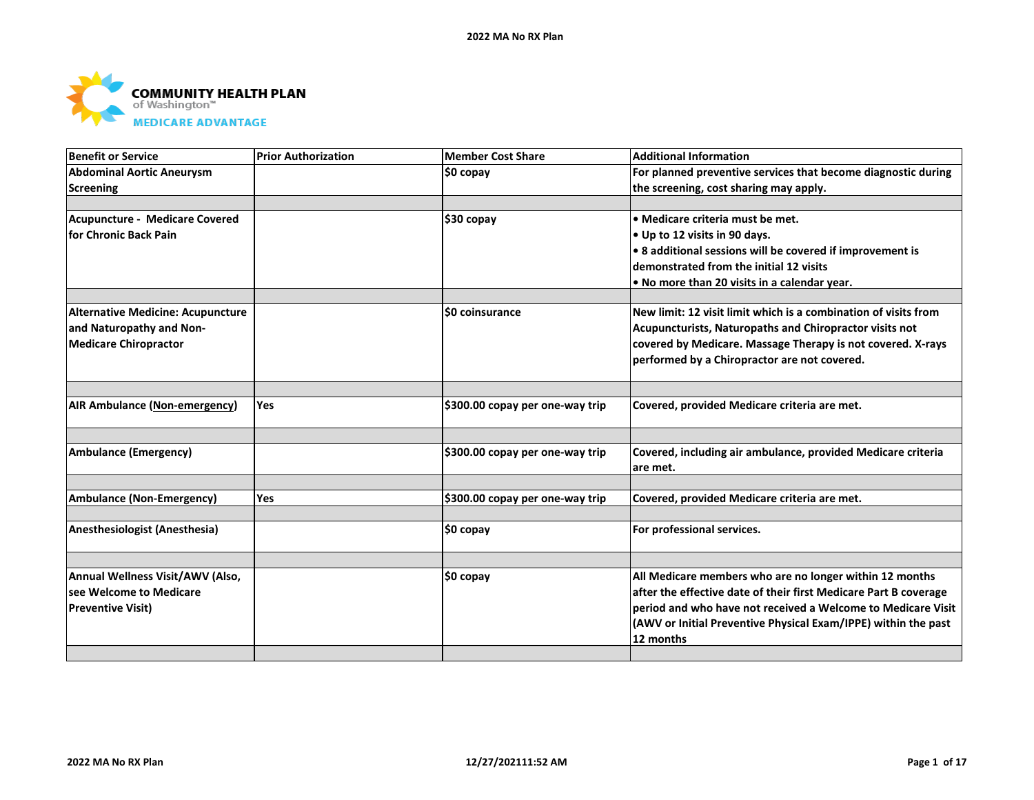**COMMUNITY HEALTH PLAN**
of Washington™
**MEDICARE ADVANTAGE**

| Benefit or Service | Prior Authorization | Member Cost Share | Additional Information |
|---|---|---|---|
| Abdominal Aortic Aneurysm Screening | | $0 copay | For planned preventive services that become diagnostic during the screening, cost sharing may apply. |
| Acupuncture - Medicare Covered for Chronic Back Pain | | $30 copay | • Medicare criteria must be met.<br>• Up to 12 visits in 90 days.<br>• 8 additional sessions will be covered if improvement is demonstrated from the initial 12 visits<br>• No more than 20 visits in a calendar year. |
| Alternative Medicine: Acupuncture and Naturopathy and Non-Medicare Chiropractor | | $0 coinsurance | New limit: 12 visit limit which is a combination of visits from Acupuncturists, Naturopaths and Chiropractor visits not covered by Medicare. Massage Therapy is not covered. X-rays performed by a Chiropractor are not covered. |
| AIR Ambulance (Non-emergency) | Yes | $300.00 copay per one-way trip | Covered, provided Medicare criteria are met. |
| Ambulance (Emergency) | | $300.00 copay per one-way trip | Covered, including air ambulance, provided Medicare criteria are met. |
| Ambulance (Non-Emergency) | Yes | $300.00 copay per one-way trip | Covered, provided Medicare criteria are met. |
| Anesthesiologist (Anesthesia) | | $0 copay | For professional services. |
| Annual Wellness Visit/AWV (Also, see Welcome to Medicare Preventive Visit) | | $0 copay | All Medicare members who are no longer within 12 months after the effective date of their first Medicare Part B coverage period and who have not received a Welcome to Medicare Visit (AWV or Initial Preventive Physical Exam/IPPE) within the past 12 months |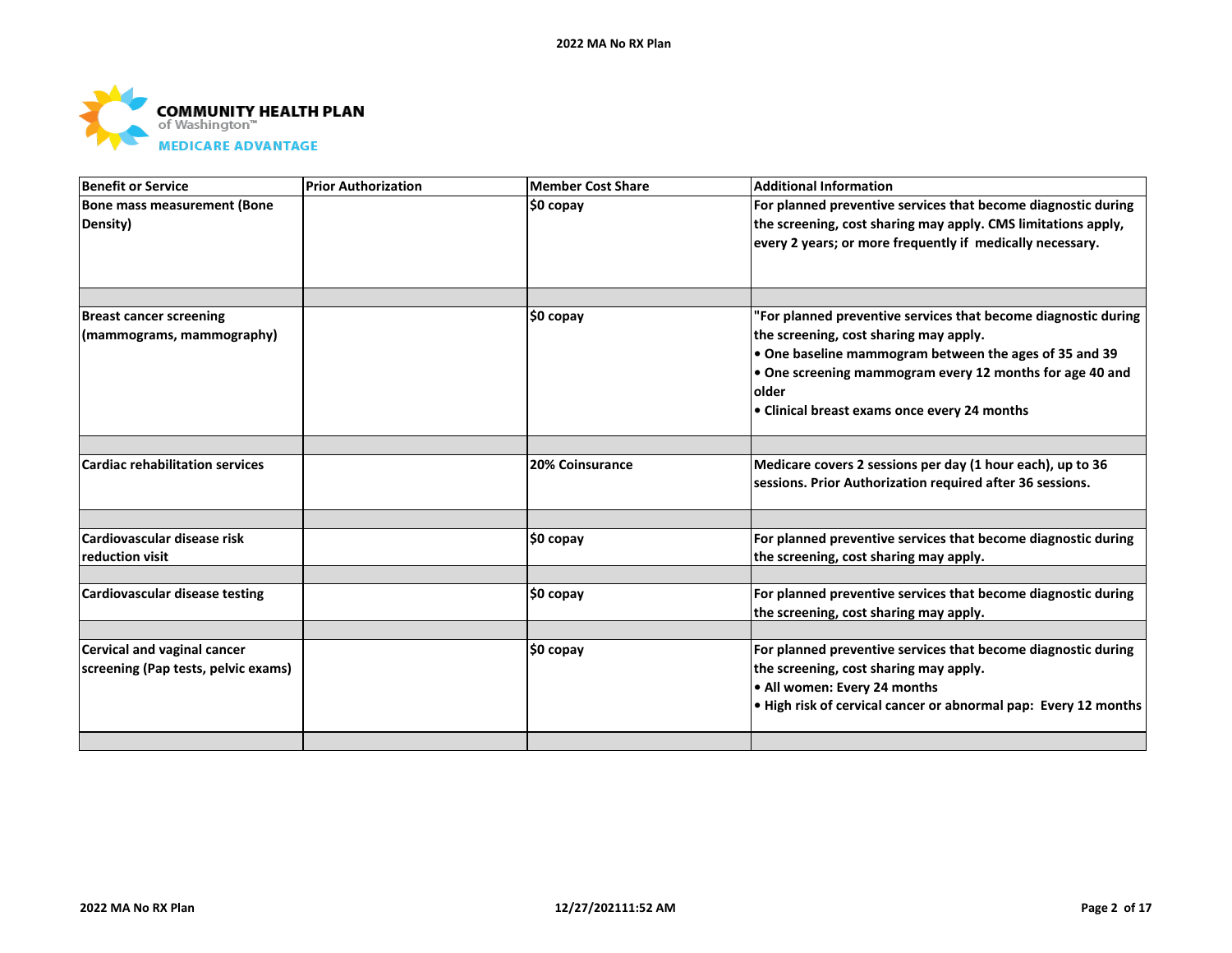| Benefit or Service | Prior Authorization | Member Cost Share | Additional Information |
|---|---|---|---|
| Bone mass measurement (Bone Density) | | $0 copay | For planned preventive services that become diagnostic during the screening, cost sharing may apply. CMS limitations apply, every 2 years; or more frequently if medically necessary. |
| | | | |
| Breast cancer screening (mammograms, mammography) | | $0 copay | "For planned preventive services that become diagnostic during the screening, cost sharing may apply.<br>• One baseline mammogram between the ages of 35 and 39<br>• One screening mammogram every 12 months for age 40 and older<br>• Clinical breast exams once every 24 months |
| | | | |
| Cardiac rehabilitation services | | 20% Coinsurance | Medicare covers 2 sessions per day (1 hour each), up to 36 sessions. Prior Authorization required after 36 sessions. |
| | | | |
| Cardiovascular disease risk reduction visit | | $0 copay | For planned preventive services that become diagnostic during the screening, cost sharing may apply. |
| | | | |
| Cardiovascular disease testing | | $0 copay | For planned preventive services that become diagnostic during the screening, cost sharing may apply. |
| | | | |
| Cervical and vaginal cancer screening (Pap tests, pelvic exams) | | $0 copay | For planned preventive services that become diagnostic during the screening, cost sharing may apply.<br>• All women: Every 24 months<br>• High risk of cervical cancer or abnormal pap: Every 12 months |
| | | | |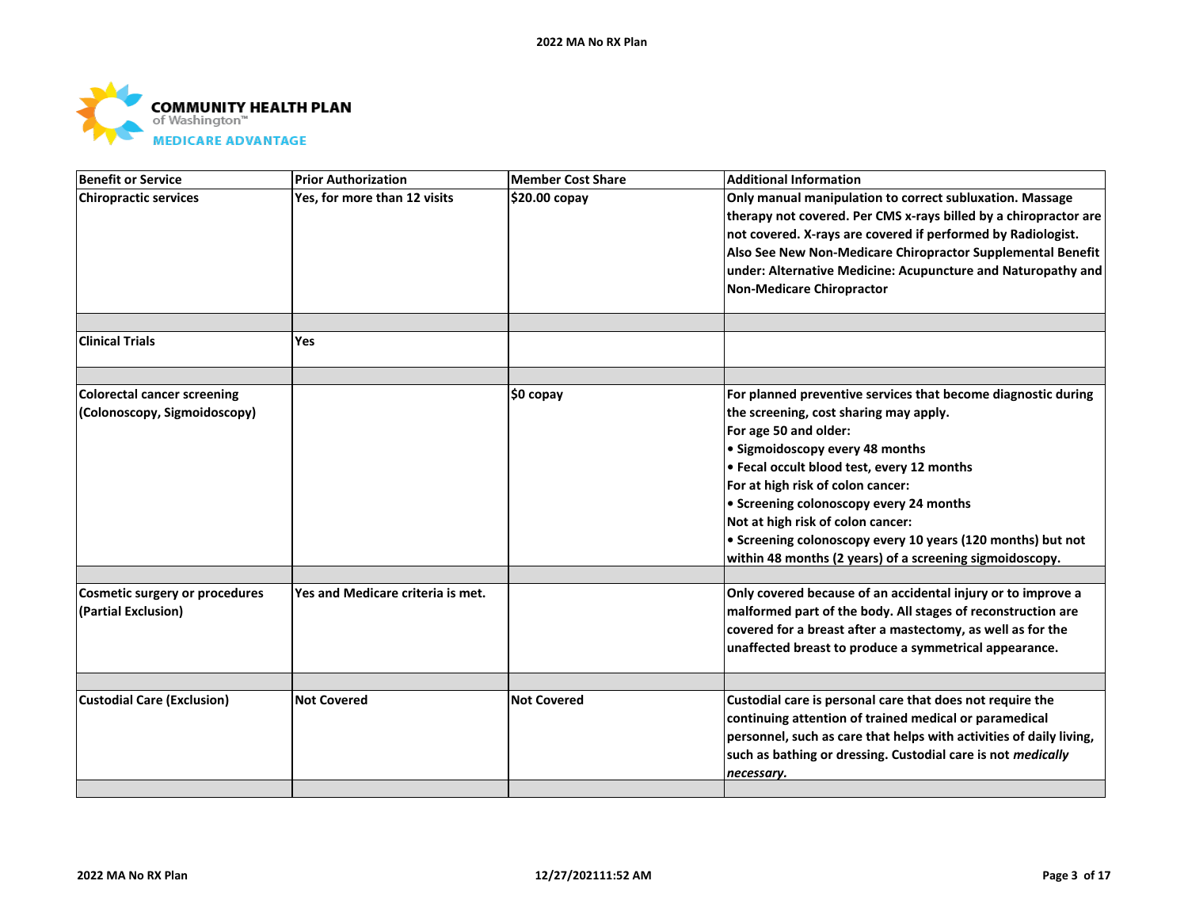| Benefit or Service | Prior Authorization | Member Cost Share | Additional Information |
|---|---|---|---|
| Chiropractic services | Yes, for more than 12 visits | $20.00 copay | Only manual manipulation to correct subluxation. Massage therapy not covered. Per CMS x-rays billed by a chiropractor are not covered. X-rays are covered if performed by Radiologist. Also See New Non-Medicare Chiropractor Supplemental Benefit under: Alternative Medicine: Acupuncture and Naturopathy and Non-Medicare Chiropractor |
| | | | |
| Clinical Trials | Yes | | |
| | | | |
| Colorectal cancer screening (Colonoscopy, Sigmoidoscopy) | | $0 copay | For planned preventive services that become diagnostic during the screening, cost sharing may apply.<br>For age 50 and older:<br>• Sigmoidoscopy every 48 months<br>• Fecal occult blood test, every 12 months<br>For at high risk of colon cancer:<br>• Screening colonoscopy every 24 months<br>Not at high risk of colon cancer:<br>• Screening colonoscopy every 10 years (120 months) but not within 48 months (2 years) of a screening sigmoidoscopy. |
| | | | |
| Cosmetic surgery or procedures (Partial Exclusion) | Yes and Medicare criteria is met. | | Only covered because of an accidental injury or to improve a malformed part of the body. All stages of reconstruction are covered for a breast after a mastectomy, as well as for the unaffected breast to produce a symmetrical appearance. |
| | | | |
| Custodial Care (Exclusion) | Not Covered | Not Covered | Custodial care is personal care that does not require the continuing attention of trained medical or paramedical personnel, such as care that helps with activities of daily living, such as bathing or dressing. Custodial care is not *medically necessary.* |
| | | | |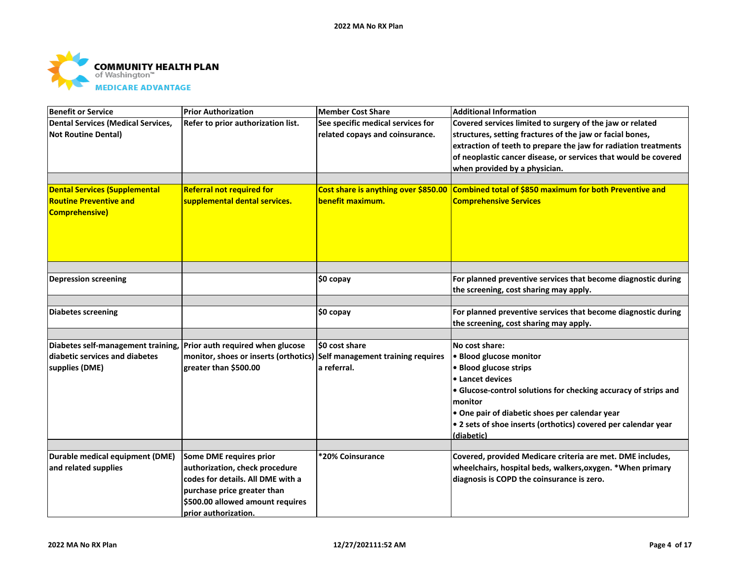COMMUNITY HEALTH PLAN of Washington™ MEDICARE ADVANTAGE

| Benefit or Service | Prior Authorization | Member Cost Share | Additional Information |
| --- | --- | --- | --- |
| Dental Services (Medical Services, Not Routine Dental) | Refer to prior authorization list. | See specific medical services for related copays and coinsurance. | Covered services limited to surgery of the jaw or related structures, setting fractures of the jaw or facial bones, extraction of teeth to prepare the jaw for radiation treatments of neoplastic cancer disease, or services that would be covered when provided by a physician. |
| | | | |
| Dental Services (Supplemental Routine Preventive and Comprehensive) | Referral not required for supplemental dental services. | Cost share is anything over $850.00 benefit maximum. | Combined total of $850 maximum for both Preventive and Comprehensive Services |
| | | | |
| Depression screening | | $0 copay | For planned preventive services that become diagnostic during the screening, cost sharing may apply. |
| | | | |
| Diabetes screening | | $0 copay | For planned preventive services that become diagnostic during the screening, cost sharing may apply. |
| | | | |
| Diabetes self-management training, diabetic services and diabetes supplies (DME) | Prior auth required when glucose monitor, shoes or inserts (orthotics) greater than $500.00 | $0 cost share<br>Self management training requires a referral. | No cost share:<br>• Blood glucose monitor<br>• Blood glucose strips<br>• Lancet devices<br>• Glucose-control solutions for checking accuracy of strips and monitor<br>• One pair of diabetic shoes per calendar year<br>• 2 sets of shoe inserts (orthotics) covered per calendar year (diabetic) |
| | | | |
| Durable medical equipment (DME) and related supplies | Some DME requires prior authorization, check procedure codes for details. All DME with a purchase price greater than $500.00 allowed amount requires prior authorization. | *20% Coinsurance | Covered, provided Medicare criteria are met. DME includes, wheelchairs, hospital beds, walkers,oxygen. *When primary diagnosis is COPD the coinsurance is zero. |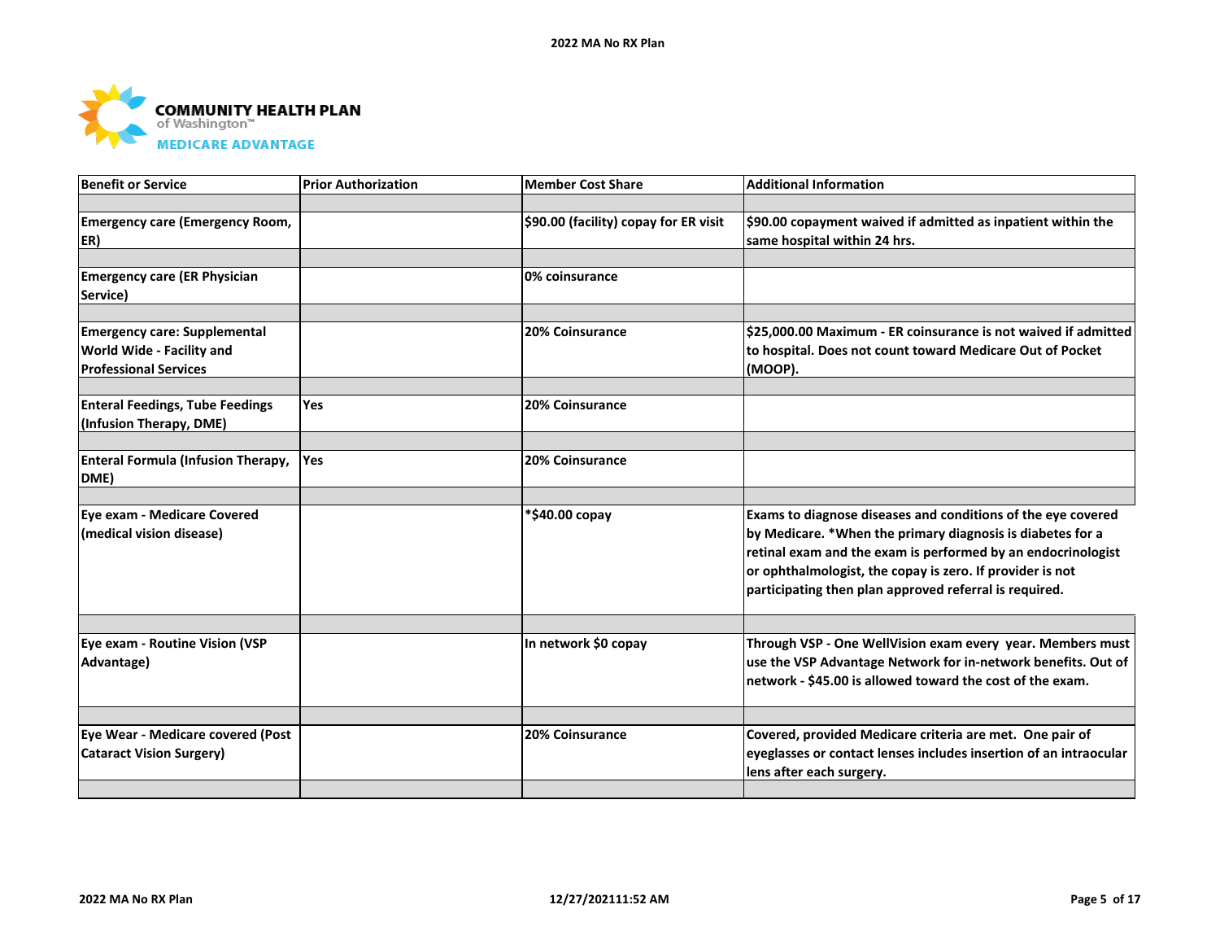| Benefit or Service | Prior Authorization | Member Cost Share | Additional Information |
|---|---|---|---|
| Emergency care (Emergency Room, ER) | | $90.00 (facility) copay for ER visit | $90.00 copayment waived if admitted as inpatient within the same hospital within 24 hrs. |
| Emergency care (ER Physician Service) | | 0% coinsurance | |
| Emergency care: Supplemental World Wide - Facility and Professional Services | | 20% Coinsurance | $25,000.00 Maximum - ER coinsurance is not waived if admitted to hospital. Does not count toward Medicare Out of Pocket (MOOP). |
| Enteral Feedings, Tube Feedings (Infusion Therapy, DME) | Yes | 20% Coinsurance | |
| Enteral Formula (Infusion Therapy, DME) | Yes | 20% Coinsurance | |
| Eye exam - Medicare Covered (medical vision disease) | | *$40.00 copay | Exams to diagnose diseases and conditions of the eye covered by Medicare. *When the primary diagnosis is diabetes for a retinal exam and the exam is performed by an endocrinologist or ophthalmologist, the copay is zero. If provider is not participating then plan approved referral is required. |
| Eye exam - Routine Vision (VSP Advantage) | | In network $0 copay | Through VSP - One WellVision exam every year. Members must use the VSP Advantage Network for in-network benefits. Out of network - $45.00 is allowed toward the cost of the exam. |
| Eye Wear - Medicare covered (Post Cataract Vision Surgery) | | 20% Coinsurance | Covered, provided Medicare criteria are met. One pair of eyeglasses or contact lenses includes insertion of an intraocular lens after each surgery. |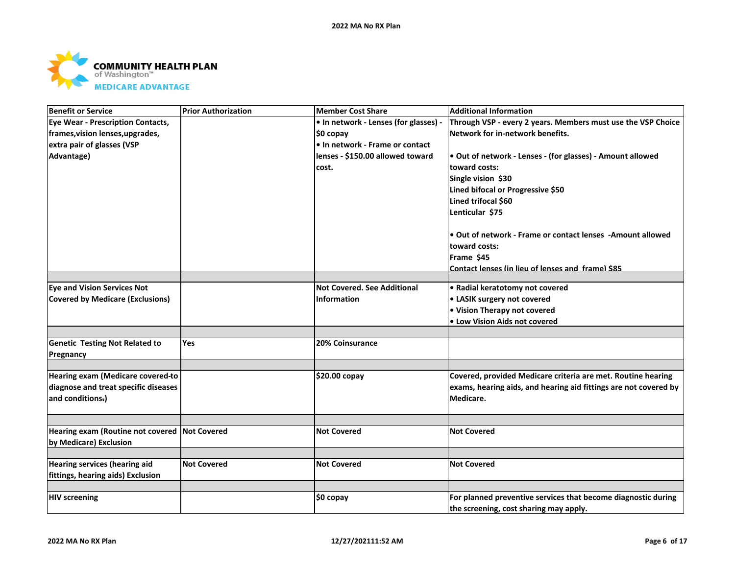**COMMUNITY HEALTH PLAN** of Washington™ **MEDICARE ADVANTAGE**

| Benefit or Service | Prior Authorization | Member Cost Share | Additional Information |
|---|---|---|---|
| Eye Wear - Prescription Contacts, frames,vision lenses,upgrades, extra pair of glasses (VSP Advantage) | | • In network - Lenses (for glasses) - $0 copay<br>• In network - Frame or contact lenses - $150.00 allowed toward cost. | Through VSP - every 2 years. Members must use the VSP Choice Network for in-network benefits.<br><br>• Out of network - Lenses - (for glasses) - Amount allowed toward costs:<br>Single vision $30<br>Lined bifocal or Progressive $50<br>Lined trifocal $60<br>Lenticular $75<br><br>• Out of network - Frame or contact lenses -Amount allowed toward costs:<br>Frame $45<br>Contact lenses (in lieu of lenses and frame) $85 |
| | | | |
| Eye and Vision Services Not Covered by Medicare (Exclusions) | | Not Covered. See Additional Information | • Radial keratotomy not covered<br>• LASIK surgery not covered<br>• Vision Therapy not covered<br>• Low Vision Aids not covered |
| | | | |
| Genetic Testing Not Related to Pregnancy | Yes | 20% Coinsurance | |
| | | | |
| Hearing exam (Medicare covered-to diagnose and treat specific diseases and conditions.) | | $20.00 copay | Covered, provided Medicare criteria are met. Routine hearing exams, hearing aids, and hearing aid fittings are not covered by Medicare. |
| | | | |
| Hearing exam (Routine not covered by Medicare) Exclusion | Not Covered | Not Covered | Not Covered |
| | | | |
| Hearing services (hearing aid fittings, hearing aids) Exclusion | Not Covered | Not Covered | Not Covered |
| | | | |
| HIV screening | | $0 copay | For planned preventive services that become diagnostic during the screening, cost sharing may apply. |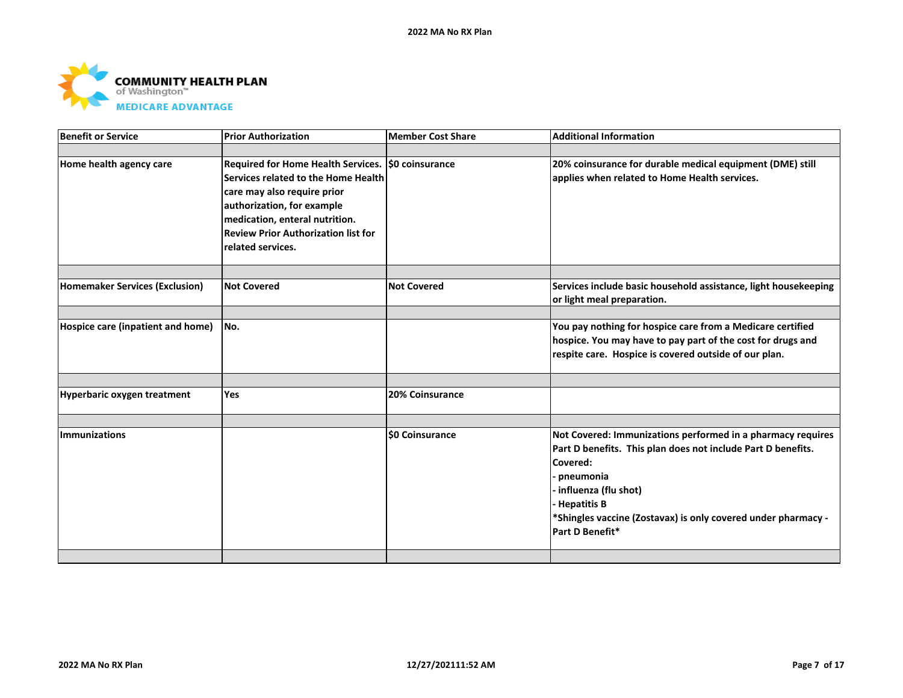| Benefit or Service | Prior Authorization | Member Cost Share | Additional Information |
|---|---|---|---|
| | | | |
| Home health agency care | Required for Home Health Services. Services related to the Home Health care may also require prior authorization, for example medication, enteral nutrition. Review Prior Authorization list for related services. | $0 coinsurance | 20% coinsurance for durable medical equipment (DME) still applies when related to Home Health services. |
| | | | |
| Homemaker Services (Exclusion) | Not Covered | Not Covered | Services include basic household assistance, light housekeeping or light meal preparation. |
| | | | |
| Hospice care (inpatient and home) | No. | | You pay nothing for hospice care from a Medicare certified hospice. You may have to pay part of the cost for drugs and respite care. Hospice is covered outside of our plan. |
| | | | |
| Hyperbaric oxygen treatment | Yes | 20% Coinsurance | |
| | | | |
| Immunizations | | $0 Coinsurance | Not Covered: Immunizations performed in a pharmacy requires Part D benefits. This plan does not include Part D benefits.<br>Covered:<br>- pneumonia<br>- influenza (flu shot)<br>- Hepatitis B<br>*Shingles vaccine (Zostavax) is only covered under pharmacy - Part D Benefit* |
| | | | |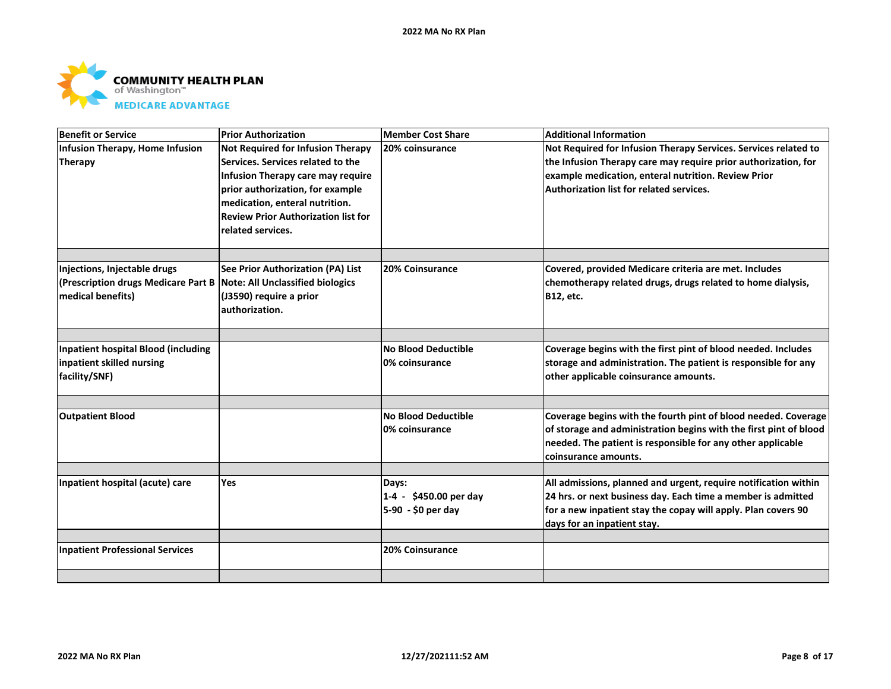| Benefit or Service | Prior Authorization | Member Cost Share | Additional Information |
| --- | --- | --- | --- |
| Infusion Therapy, Home Infusion Therapy | Not Required for Infusion Therapy Services. Services related to the Infusion Therapy care may require prior authorization, for example medication, enteral nutrition. Review Prior Authorization list for related services. | 20% coinsurance | Not Required for Infusion Therapy Services. Services related to the Infusion Therapy care may require prior authorization, for example medication, enteral nutrition. Review Prior Authorization list for related services. |
| | | | |
| Injections, Injectable drugs (Prescription drugs Medicare Part B medical benefits) | See Prior Authorization (PA) List Note: All Unclassified biologics (J3590) require a prior authorization. | 20% Coinsurance | Covered, provided Medicare criteria are met. Includes chemotherapy related drugs, drugs related to home dialysis, B12, etc. |
| | | | |
| Inpatient hospital Blood (including inpatient skilled nursing facility/SNF) | | No Blood Deductible 0% coinsurance | Coverage begins with the first pint of blood needed. Includes storage and administration. The patient is responsible for any other applicable coinsurance amounts. |
| | | | |
| Outpatient Blood | | No Blood Deductible 0% coinsurance | Coverage begins with the fourth pint of blood needed. Coverage of storage and administration begins with the first pint of blood needed. The patient is responsible for any other applicable coinsurance amounts. |
| | | | |
| Inpatient hospital (acute) care | Yes | Days: 1-4 - $450.00 per day 5-90 - $0 per day | All admissions, planned and urgent, require notification within 24 hrs. or next business day. Each time a member is admitted for a new inpatient stay the copay will apply. Plan covers 90 days for an inpatient stay. |
| | | | |
| Inpatient Professional Services | | 20% Coinsurance | |
| | | | |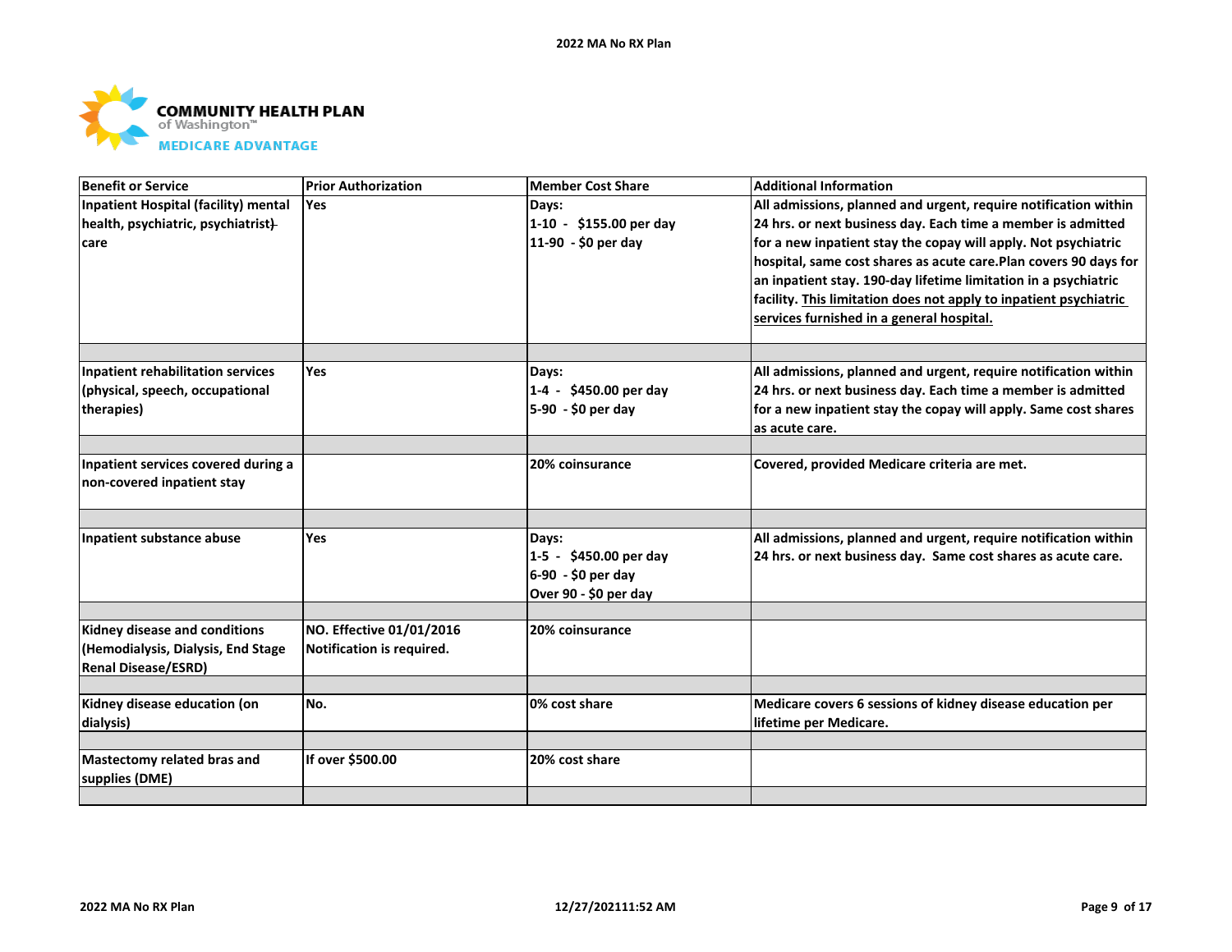COMMUNITY HEALTH PLAN of Washington™ MEDICARE ADVANTAGE

| Benefit or Service | Prior Authorization | Member Cost Share | Additional Information |
|---|---|---|---|
| Inpatient Hospital (facility) mental health, psychiatric, psychiatrist) care | Yes | Days:<br>1-10 - $155.00 per day<br>11-90 - $0 per day | All admissions, planned and urgent, require notification within 24 hrs. or next business day. Each time a member is admitted for a new inpatient stay the copay will apply. Not psychiatric hospital, same cost shares as acute care.Plan covers 90 days for an inpatient stay. 190-day lifetime limitation in a psychiatric facility. This limitation does not apply to inpatient psychiatric services furnished in a general hospital. |
| | | | |
| Inpatient rehabilitation services (physical, speech, occupational therapies) | Yes | Days:<br>1-4 - $450.00 per day<br>5-90 - $0 per day | All admissions, planned and urgent, require notification within 24 hrs. or next business day. Each time a member is admitted for a new inpatient stay the copay will apply. Same cost shares as acute care. |
| | | | |
| Inpatient services covered during a non-covered inpatient stay | | 20% coinsurance | Covered, provided Medicare criteria are met. |
| | | | |
| Inpatient substance abuse | Yes | Days:<br>1-5 - $450.00 per day<br>6-90 - $0 per day<br>Over 90 - $0 per day | All admissions, planned and urgent, require notification within 24 hrs. or next business day. Same cost shares as acute care. |
| | | | |
| Kidney disease and conditions (Hemodialysis, Dialysis, End Stage Renal Disease/ESRD) | NO. Effective 01/01/2016 Notification is required. | 20% coinsurance | |
| | | | |
| Kidney disease education (on dialysis) | No. | 0% cost share | Medicare covers 6 sessions of kidney disease education per lifetime per Medicare. |
| | | | |
| Mastectomy related bras and supplies (DME) | If over $500.00 | 20% cost share | |
| | | | |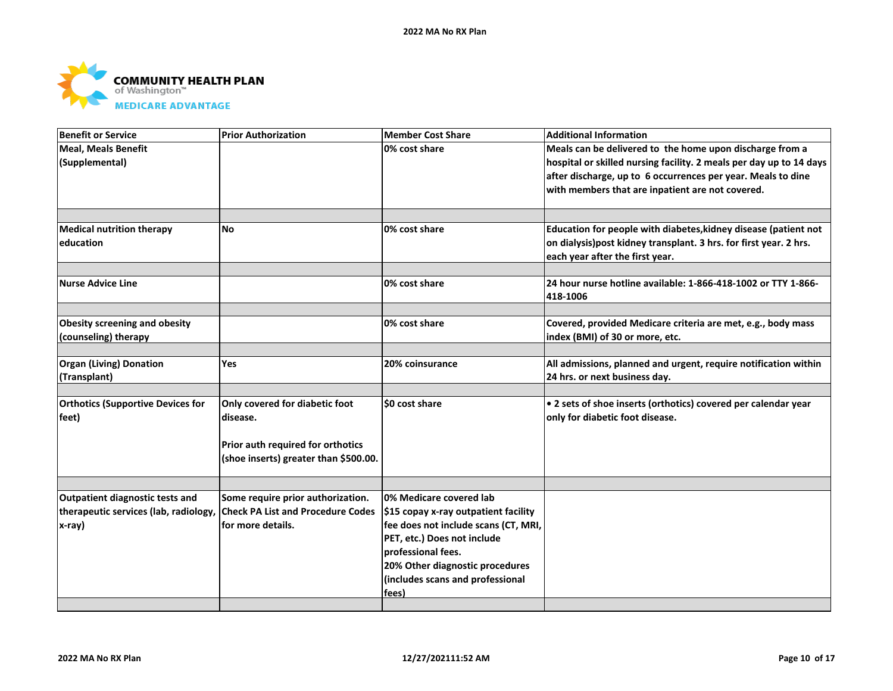| Benefit or Service | Prior Authorization | Member Cost Share | Additional Information |
|---|---|---|---|
| Meal, Meals Benefit (Supplemental) | | 0% cost share | Meals can be delivered to the home upon discharge from a hospital or skilled nursing facility. 2 meals per day up to 14 days after discharge, up to 6 occurrences per year. Meals to dine with members that are inpatient are not covered. |
| | | | |
| Medical nutrition therapy education | No | 0% cost share | Education for people with diabetes,kidney disease (patient not on dialysis)post kidney transplant. 3 hrs. for first year. 2 hrs. each year after the first year. |
| | | | |
| Nurse Advice Line | | 0% cost share | 24 hour nurse hotline available: 1-866-418-1002 or TTY 1-866-418-1006 |
| | | | |
| Obesity screening and obesity (counseling) therapy | | 0% cost share | Covered, provided Medicare criteria are met, e.g., body mass index (BMI) of 30 or more, etc. |
| | | | |
| Organ (Living) Donation (Transplant) | Yes | 20% coinsurance | All admissions, planned and urgent, require notification within 24 hrs. or next business day. |
| | | | |
| Orthotics (Supportive Devices for feet) | Only covered for diabetic foot disease.<br><br>Prior auth required for orthotics (shoe inserts) greater than $500.00. | $0 cost share | • 2 sets of shoe inserts (orthotics) covered per calendar year only for diabetic foot disease. |
| | | | |
| Outpatient diagnostic tests and therapeutic services (lab, radiology, x-ray) | Some require prior authorization. Check PA List and Procedure Codes for more details. | 0% Medicare covered lab<br>$15 copay x-ray outpatient facility fee does not include scans (CT, MRI, PET, etc.) Does not include professional fees.<br>20% Other diagnostic procedures (includes scans and professional fees) | |
| | | | |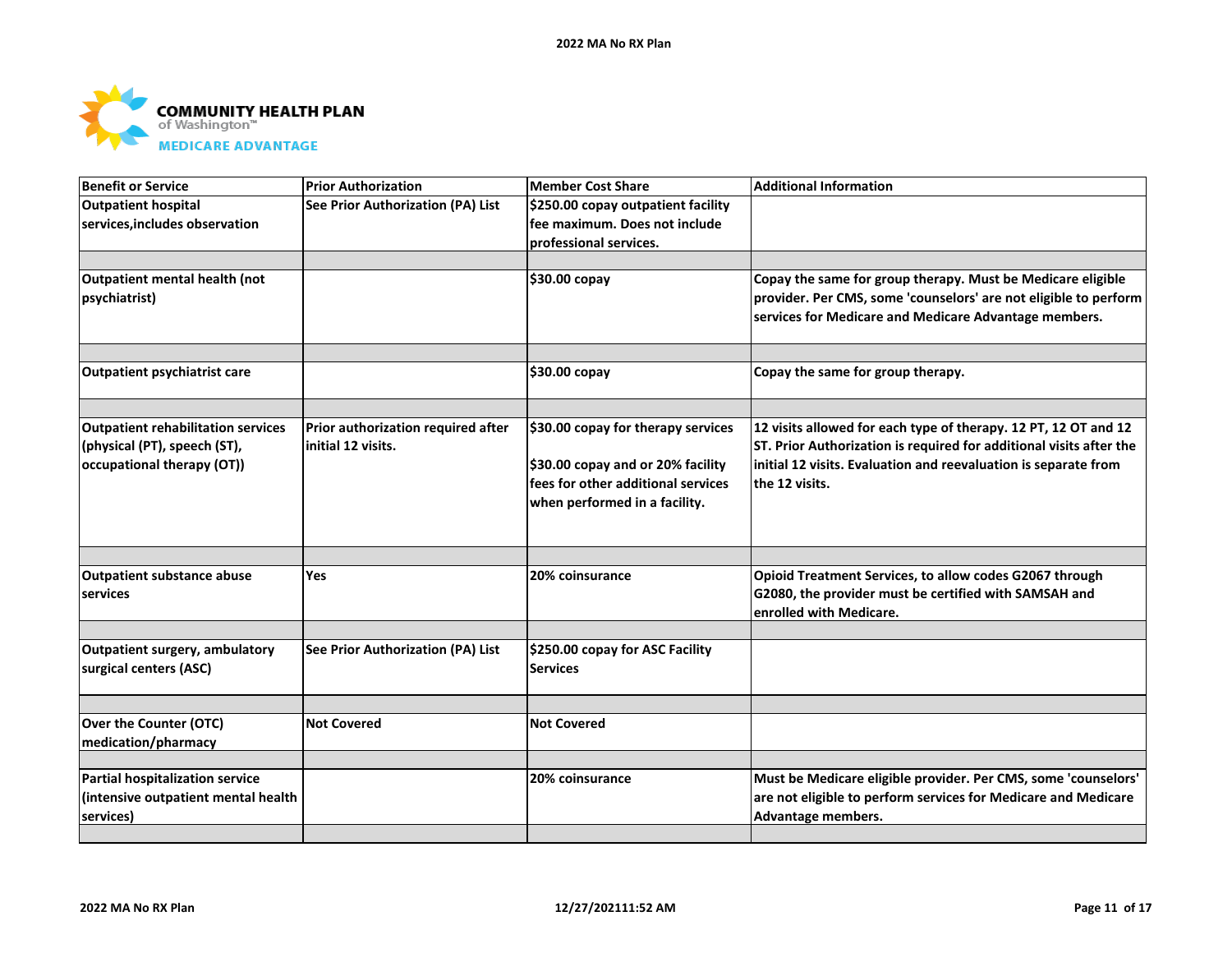COMMUNITY HEALTH PLAN
of Washington™
MEDICARE ADVANTAGE

| Benefit or Service | Prior Authorization | Member Cost Share | Additional Information |
|---|---|---|---|
| Outpatient hospital services,includes observation | See Prior Authorization (PA) List | $250.00 copay outpatient facility fee maximum. Does not include professional services. | |
| Outpatient mental health (not psychiatrist) | | $30.00 copay | Copay the same for group therapy. Must be Medicare eligible provider. Per CMS, some 'counselors' are not eligible to perform services for Medicare and Medicare Advantage members. |
| Outpatient psychiatrist care | | $30.00 copay | Copay the same for group therapy. |
| Outpatient rehabilitation services (physical (PT), speech (ST), occupational therapy (OT)) | Prior authorization required after initial 12 visits. | $30.00 copay for therapy services<br><br>$30.00 copay and or 20% facility fees for other additional services when performed in a facility. | 12 visits allowed for each type of therapy. 12 PT, 12 OT and 12 ST. Prior Authorization is required for additional visits after the initial 12 visits. Evaluation and reevaluation is separate from the 12 visits. |
| Outpatient substance abuse services | Yes | 20% coinsurance | Opioid Treatment Services, to allow codes G2067 through G2080, the provider must be certified with SAMSAH and enrolled with Medicare. |
| Outpatient surgery, ambulatory surgical centers (ASC) | See Prior Authorization (PA) List | $250.00 copay for ASC Facility Services | |
| Over the Counter (OTC) medication/pharmacy | Not Covered | Not Covered | |
| Partial hospitalization service (intensive outpatient mental health services) | | 20% coinsurance | Must be Medicare eligible provider. Per CMS, some 'counselors' are not eligible to perform services for Medicare and Medicare Advantage members. |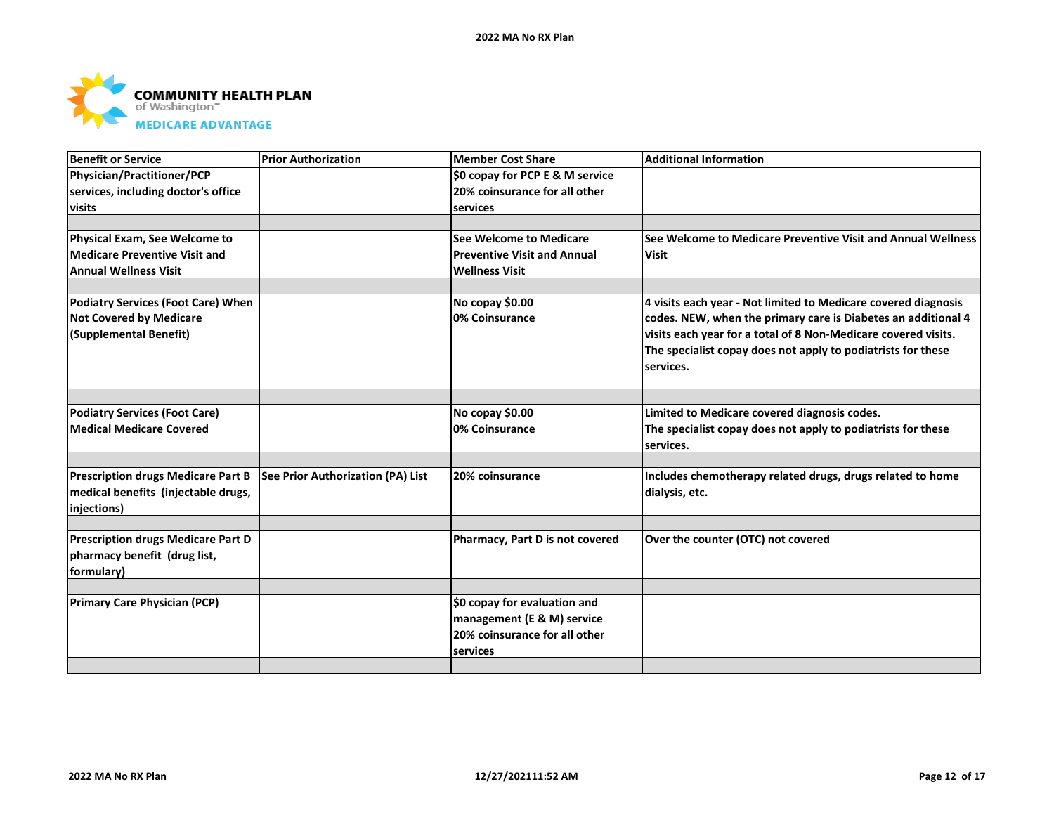**COMMUNITY HEALTH PLAN**
of Washington™
**MEDICARE ADVANTAGE**

| Benefit or Service | Prior Authorization | Member Cost Share | Additional Information |
|---|---|---|---|
| Physician/Practitioner/PCP services, including doctor's office visits | | $0 copay for PCP E & M service<br>20% coinsurance for all other services | |
| | | | |
| Physical Exam, See Welcome to Medicare Preventive Visit and Annual Wellness Visit | | See Welcome to Medicare Preventive Visit and Annual Wellness Visit | See Welcome to Medicare Preventive Visit and Annual Wellness Visit |
| | | | |
| Podiatry Services (Foot Care) When Not Covered by Medicare (Supplemental Benefit) | | No copay $0.00<br>0% Coinsurance | 4 visits each year - Not limited to Medicare covered diagnosis codes. NEW, when the primary care is Diabetes an additional 4 visits each year for a total of 8 Non-Medicare covered visits. The specialist copay does not apply to podiatrists for these services. |
| | | | |
| Podiatry Services (Foot Care) Medical Medicare Covered | | No copay $0.00<br>0% Coinsurance | Limited to Medicare covered diagnosis codes.<br>The specialist copay does not apply to podiatrists for these services. |
| | | | |
| Prescription drugs Medicare Part B medical benefits (injectable drugs, injections) | See Prior Authorization (PA) List | 20% coinsurance | Includes chemotherapy related drugs, drugs related to home dialysis, etc. |
| | | | |
| Prescription drugs Medicare Part D pharmacy benefit (drug list, formulary) | | Pharmacy, Part D is not covered | Over the counter (OTC) not covered |
| | | | |
| Primary Care Physician (PCP) | | $0 copay for evaluation and management (E & M) service<br>20% coinsurance for all other services | |
| | | | |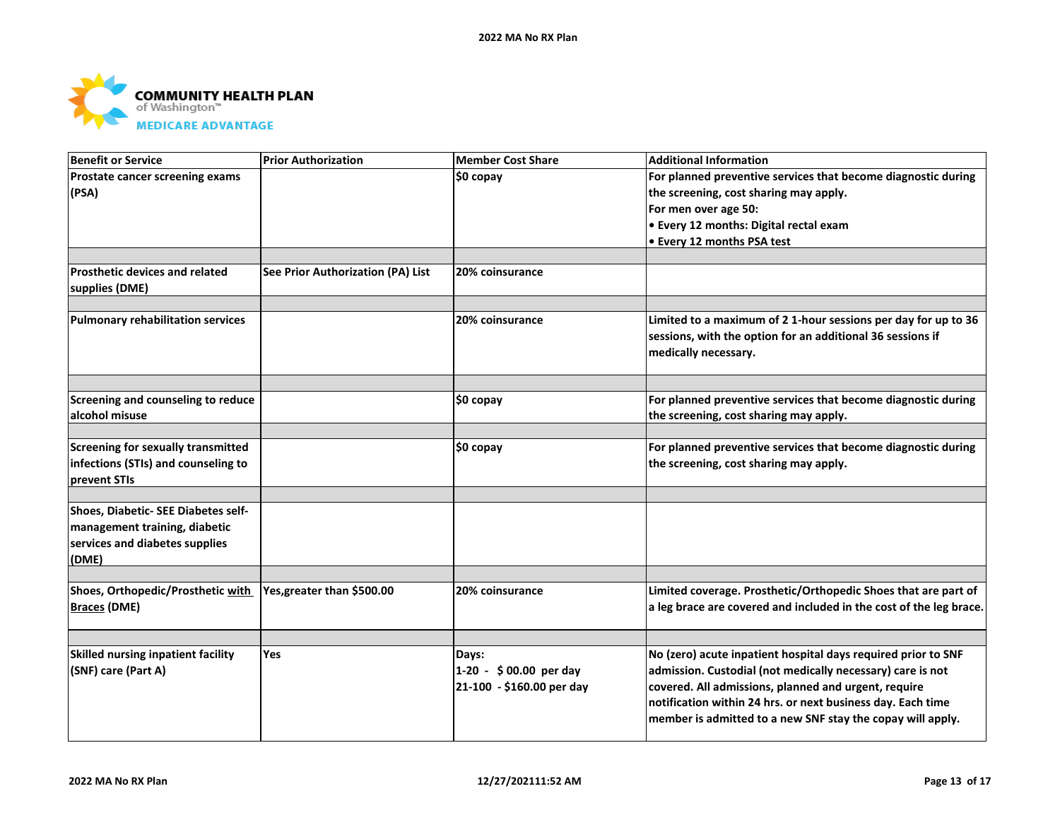| Benefit or Service | Prior Authorization | Member Cost Share | Additional Information |
|---|---|---|---|
| Prostate cancer screening exams (PSA) | | $0 copay | For planned preventive services that become diagnostic during the screening, cost sharing may apply.<br>For men over age 50:<br>• Every 12 months: Digital rectal exam<br>• Every 12 months PSA test |
| | | | |
| Prosthetic devices and related supplies (DME) | See Prior Authorization (PA) List | 20% coinsurance | |
| | | | |
| Pulmonary rehabilitation services | | 20% coinsurance | Limited to a maximum of 2 1-hour sessions per day for up to 36 sessions, with the option for an additional 36 sessions if medically necessary. |
| | | | |
| Screening and counseling to reduce alcohol misuse | | $0 copay | For planned preventive services that become diagnostic during the screening, cost sharing may apply. |
| | | | |
| Screening for sexually transmitted infections (STIs) and counseling to prevent STIs | | $0 copay | For planned preventive services that become diagnostic during the screening, cost sharing may apply. |
| | | | |
| Shoes, Diabetic- SEE Diabetes self-management training, diabetic services and diabetes supplies (DME) | | | |
| | | | |
| Shoes, Orthopedic/Prosthetic with Braces (DME) | Yes,greater than $500.00 | 20% coinsurance | Limited coverage. Prosthetic/Orthopedic Shoes that are part of a leg brace are covered and included in the cost of the leg brace. |
| | | | |
| Skilled nursing inpatient facility (SNF) care (Part A) | Yes | Days:<br>1-20 - $ 00.00 per day<br>21-100 - $160.00 per day | No (zero) acute inpatient hospital days required prior to SNF admission. Custodial (not medically necessary) care is not covered. All admissions, planned and urgent, require notification within 24 hrs. or next business day. Each time member is admitted to a new SNF stay the copay will apply. |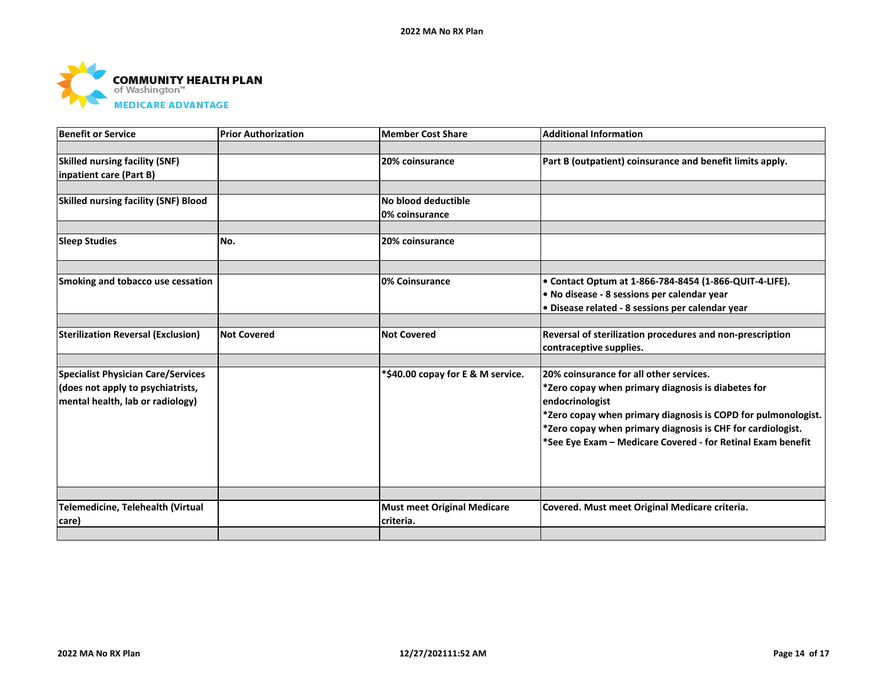| Benefit or Service | Prior Authorization | Member Cost Share | Additional Information |
|---|---|---|---|
| | | | |
| **Skilled nursing facility (SNF) inpatient care (Part B)** | | **20% coinsurance** | **Part B (outpatient) coinsurance and benefit limits apply.** |
| | | | |
| **Skilled nursing facility (SNF) Blood** | | **No blood deductible**<br>**0% coinsurance** | |
| | | | |
| **Sleep Studies** | **No.** | **20% coinsurance** | |
| | | | |
| **Smoking and tobacco use cessation** | | **0% Coinsurance** | **• Contact Optum at 1-866-784-8454 (1-866-QUIT-4-LIFE).**<br>**• No disease - 8 sessions per calendar year**<br>**• Disease related - 8 sessions per calendar year** |
| | | | |
| **Sterilization Reversal (Exclusion)** | **Not Covered** | **Not Covered** | **Reversal of sterilization procedures and non-prescription contraceptive supplies.** |
| | | | |
| **Specialist Physician Care/Services (does not apply to psychiatrists, mental health, lab or radiology)** | | **\*$40.00 copay for E & M service.** | **20% coinsurance for all other services.**<br>**\*Zero copay when primary diagnosis is diabetes for endocrinologist**<br>**\*Zero copay when primary diagnosis is COPD for pulmonologist.**<br>**\*Zero copay when primary diagnosis is CHF for cardiologist.**<br>**\*See Eye Exam – Medicare Covered - for Retinal Exam benefit** |
| | | | |
| **Telemedicine, Telehealth (Virtual care)** | | **Must meet Original Medicare criteria.** | **Covered. Must meet Original Medicare criteria.** |
| | | | |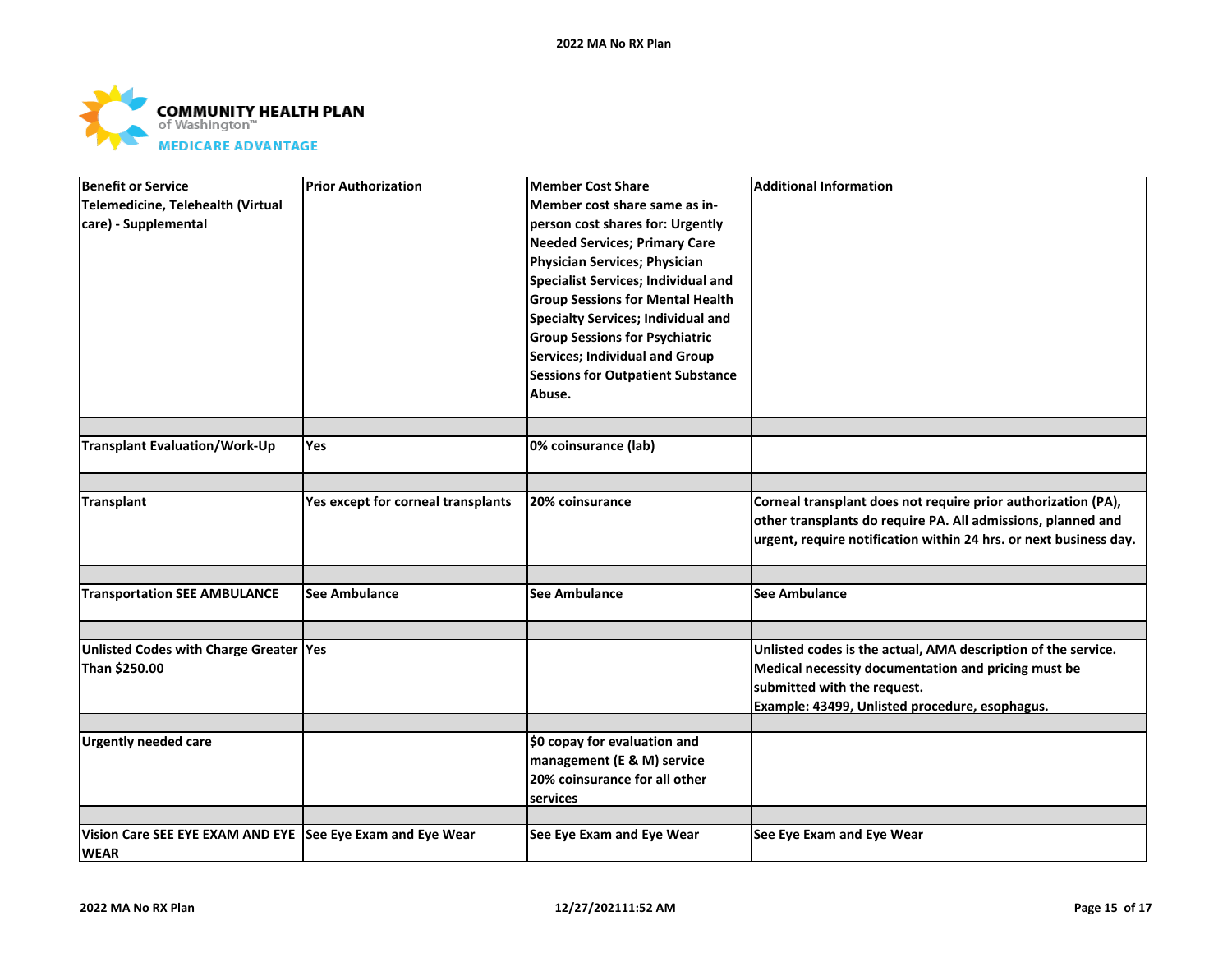| Benefit or Service | Prior Authorization | Member Cost Share | Additional Information |
|---|---|---|---|
| Telemedicine, Telehealth (Virtual care) - Supplemental | | Member cost share same as in-person cost shares for: Urgently Needed Services; Primary Care Physician Services; Physician Specialist Services; Individual and Group Sessions for Mental Health Specialty Services; Individual and Group Sessions for Psychiatric Services; Individual and Group Sessions for Outpatient Substance Abuse. | |
| | | | |
| Transplant Evaluation/Work-Up | Yes | 0% coinsurance (lab) | |
| | | | |
| Transplant | Yes except for corneal transplants | 20% coinsurance | Corneal transplant does not require prior authorization (PA), other transplants do require PA. All admissions, planned and urgent, require notification within 24 hrs. or next business day. |
| | | | |
| Transportation SEE AMBULANCE | See Ambulance | See Ambulance | See Ambulance |
| | | | |
| Unlisted Codes with Charge Greater Than $250.00 | Yes | | Unlisted codes is the actual, AMA description of the service. Medical necessity documentation and pricing must be submitted with the request.<br>Example: 43499, Unlisted procedure, esophagus. |
| | | | |
| Urgently needed care | | $0 copay for evaluation and management (E & M) service<br>20% coinsurance for all other services | |
| | | | |
| Vision Care SEE EYE EXAM AND EYE WEAR | See Eye Exam and Eye Wear | See Eye Exam and Eye Wear | See Eye Exam and Eye Wear |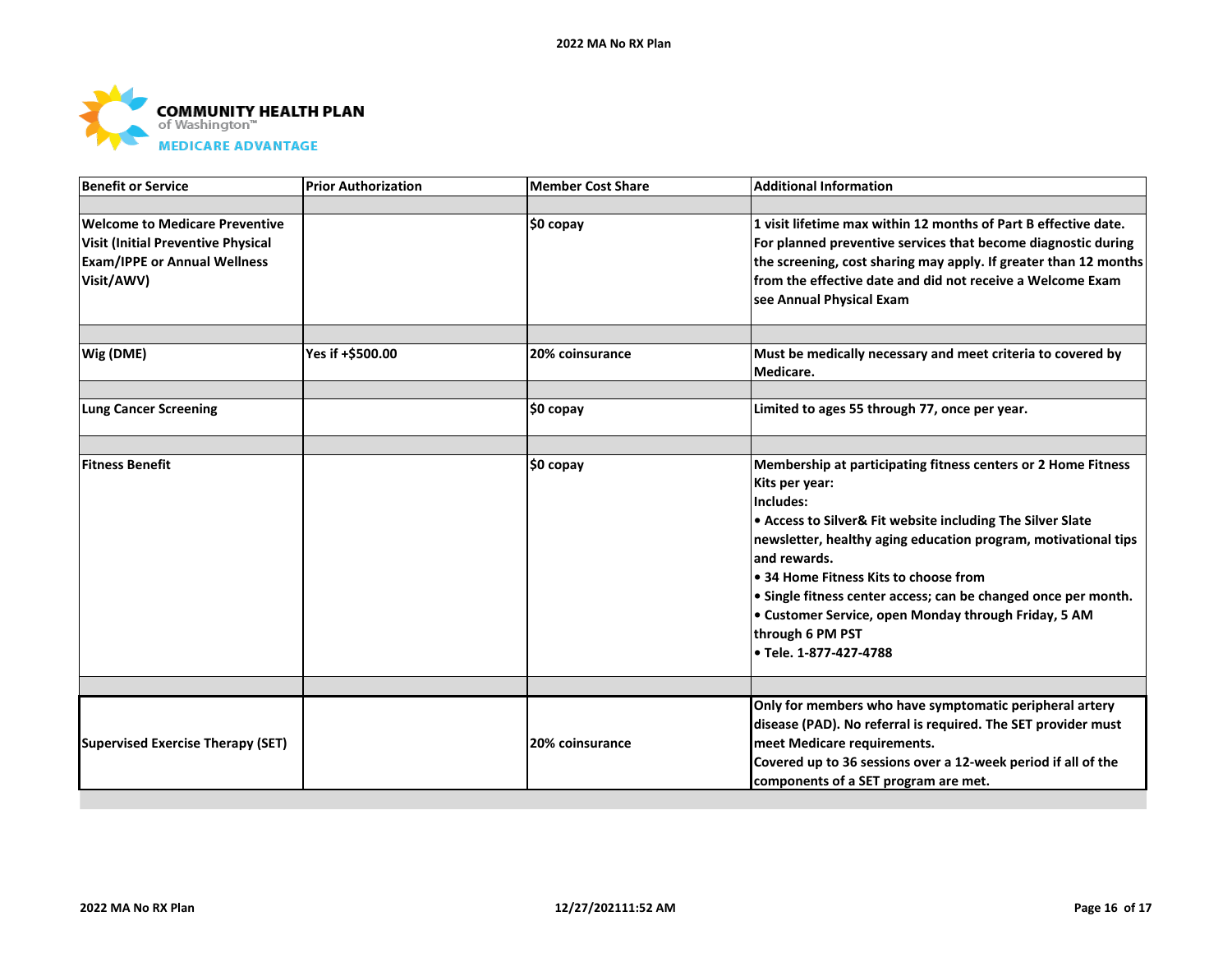| Benefit or Service | Prior Authorization | Member Cost Share | Additional Information |
|---|---|---|---|
| | | | |
| Welcome to Medicare Preventive Visit (Initial Preventive Physical Exam/IPPE or Annual Wellness Visit/AWV) | | $0 copay | 1 visit lifetime max within 12 months of Part B effective date. For planned preventive services that become diagnostic during the screening, cost sharing may apply. If greater than 12 months from the effective date and did not receive a Welcome Exam see Annual Physical Exam |
| | | | |
| Wig (DME) | Yes if +$500.00 | 20% coinsurance | Must be medically necessary and meet criteria to covered by Medicare. |
| | | | |
| Lung Cancer Screening | | $0 copay | Limited to ages 55 through 77, once per year. |
| | | | |
| Fitness Benefit | | $0 copay | Membership at participating fitness centers or 2 Home Fitness Kits per year:<br>Includes:<br>• Access to Silver& Fit website including The Silver Slate newsletter, healthy aging education program, motivational tips and rewards.<br>• 34 Home Fitness Kits to choose from<br>• Single fitness center access; can be changed once per month.<br>• Customer Service, open Monday through Friday, 5 AM through 6 PM PST<br>• Tele. 1-877-427-4788 |
| | | | |
| Supervised Exercise Therapy (SET) | | 20% coinsurance | Only for members who have symptomatic peripheral artery disease (PAD). No referral is required. The SET provider must meet Medicare requirements.<br>Covered up to 36 sessions over a 12-week period if all of the components of a SET program are met. |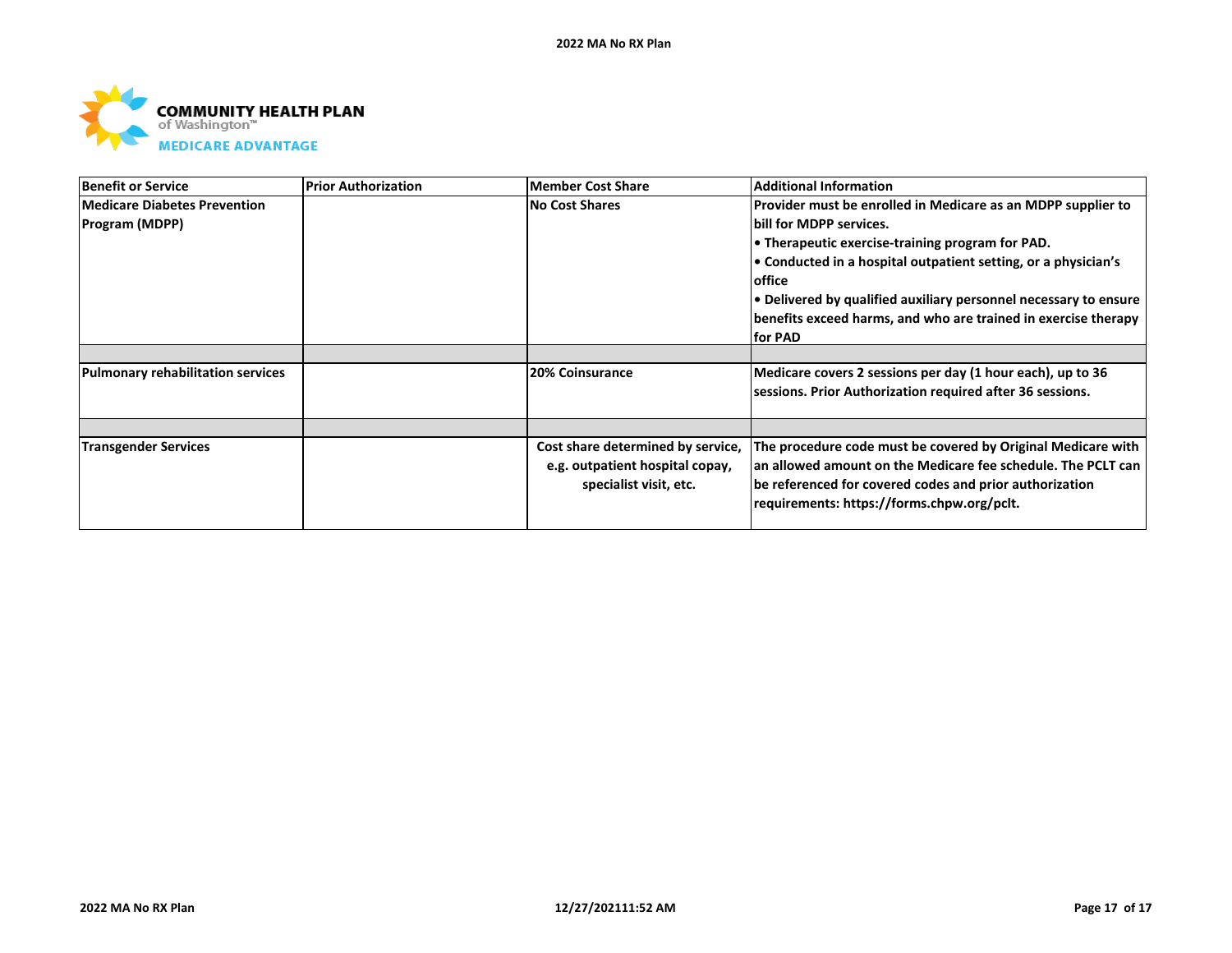| Benefit or Service | Prior Authorization | Member Cost Share | Additional Information |
|---|---|---|---|
| Medicare Diabetes Prevention Program (MDPP) | | No Cost Shares | Provider must be enrolled in Medicare as an MDPP supplier to bill for MDPP services.<br>• Therapeutic exercise-training program for PAD.<br>• Conducted in a hospital outpatient setting, or a physician's office<br>• Delivered by qualified auxiliary personnel necessary to ensure benefits exceed harms, and who are trained in exercise therapy for PAD |
| | | | |
| Pulmonary rehabilitation services | | 20% Coinsurance | Medicare covers 2 sessions per day (1 hour each), up to 36 sessions. Prior Authorization required after 36 sessions. |
| | | | |
| Transgender Services | | Cost share determined by service, e.g. outpatient hospital copay, specialist visit, etc. | The procedure code must be covered by Original Medicare with an allowed amount on the Medicare fee schedule. The PCLT can be referenced for covered codes and prior authorization requirements: https://forms.chpw.org/pclt. |